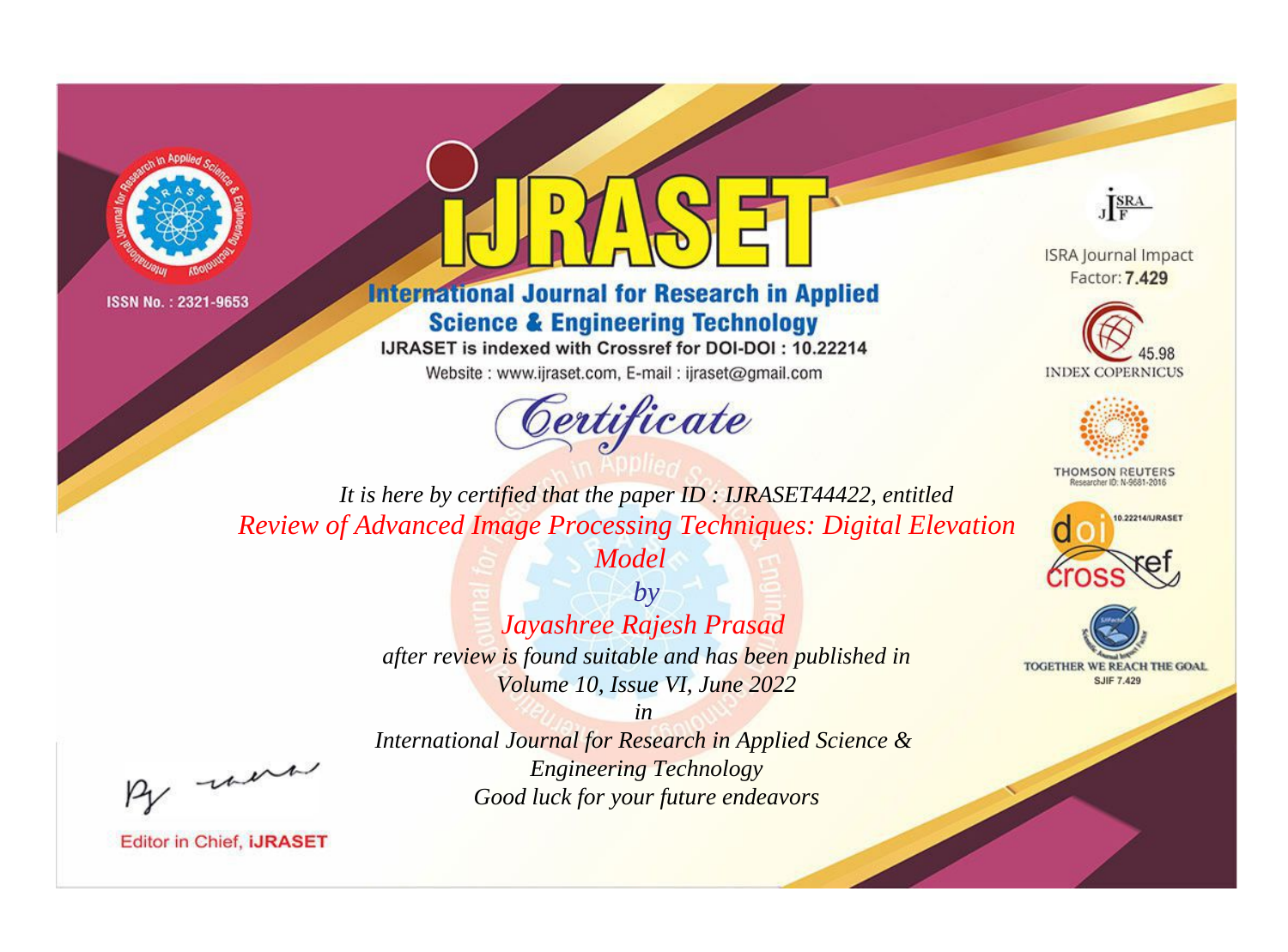ISSN No. : 2321-9653

# IJRASET

## International Journal for Research in Applied Science & Engineering Technology

IJRASET is indexed with Crossref for DOI-DOI : 10.22214

Website : www.ijraset.com, E-mail : ijraset@gmail.com

ISRA Journal Impact Factor: **7.429**

45.98 INDEX COPERNICUS

THOMSON REUTERS Researcher ID: N-9681-2016

10.22214/IJRASET

TOGETHER WE REACH THE GOAL SJIF 7.429

# *Certificate*

*It is here by certified that the paper ID : IJRASET44422, entitled*

*Review of Advanced Image Processing Techniques: Digital Elevation Model*

*by*

*Jayashree Rajesh Prasad*

*after review is found suitable and has been published in*

*Volume 10, Issue VI, June 2022*

*in*

*International Journal for Research in Applied Science & Engineering Technology*

*Good luck for your future endeavors*

Editor in Chief, **iJRASET**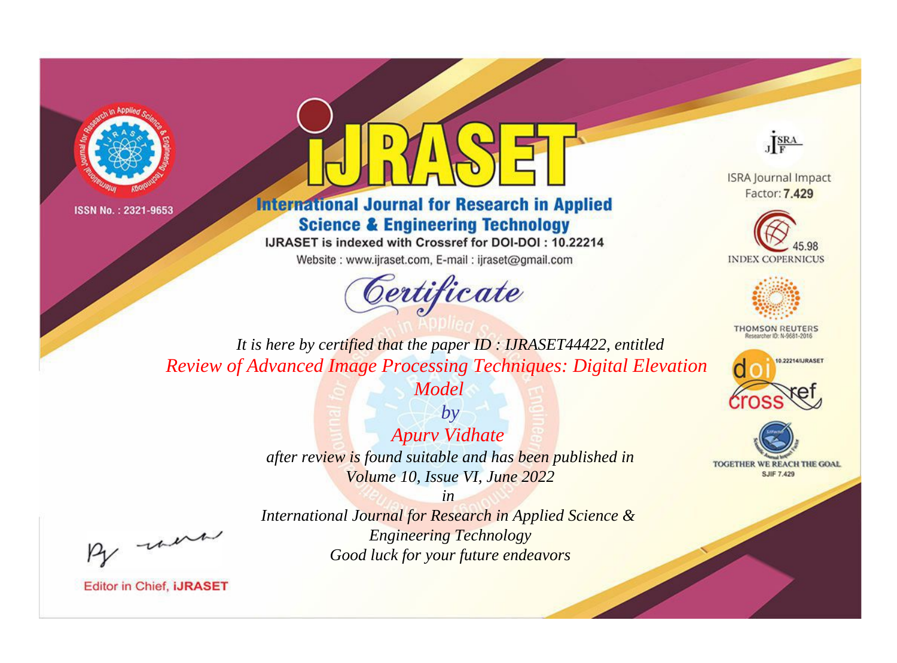ISSN No. : 2321-9653

# iJRASET

## International Journal for Research in Applied Science & Engineering Technology

IJRASET is indexed with Crossref for DOI-DOI : 10.22214

Website : www.ijraset.com, E-mail : ijraset@gmail.com

ISRA Journal Impact Factor: **7.429**

45.98 INDEX COPERNICUS

THOMSON REUTERS Researcher ID: N-9681-2016

10.22214/IJRASET

TOGETHER WE REACH THE GOAL SJIF 7.429

*Certificate*

*It is here by certified that the paper ID : IJRASET44422, entitled*

*Review of Advanced Image Processing Techniques: Digital Elevation Model*

*by*

*Apurv Vidhate*

*after review is found suitable and has been published in*

*Volume 10, Issue VI, June 2022*

*in*

*International Journal for Research in Applied Science & Engineering Technology*

*Good luck for your future endeavors*

Editor in Chief, **iJRASET**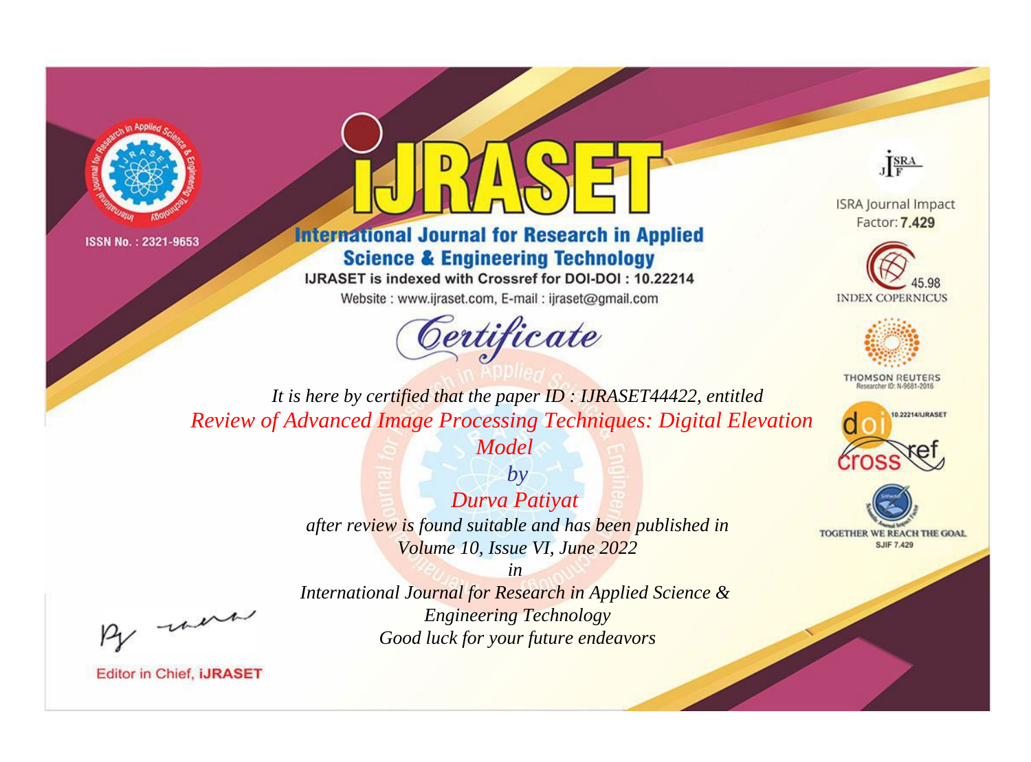ISSN No. : 2321-9653

# iJRASET

## International Journal for Research in Applied Science & Engineering Technology

IJRASET is indexed with Crossref for DOI-DOI : 10.22214

Website : www.ijraset.com, E-mail : ijraset@gmail.com

ISRA Journal Impact Factor: **7.429**

45.98 INDEX COPERNICUS

THOMSON REUTERS Researcher ID: N-9681-2016

10.22214/IJRASET

TOGETHER WE REACH THE GOAL SJIF 7.429

*Certificate*

*It is here by certified that the paper ID : IJRASET44422, entitled*

*Review of Advanced Image Processing Techniques: Digital Elevation Model*

*by*

*Durva Patiyat*

*after review is found suitable and has been published in*

*Volume 10, Issue VI, June 2022*

*in*

*International Journal for Research in Applied Science & Engineering Technology*

*Good luck for your future endeavors*

Editor in Chief, **iJRASET**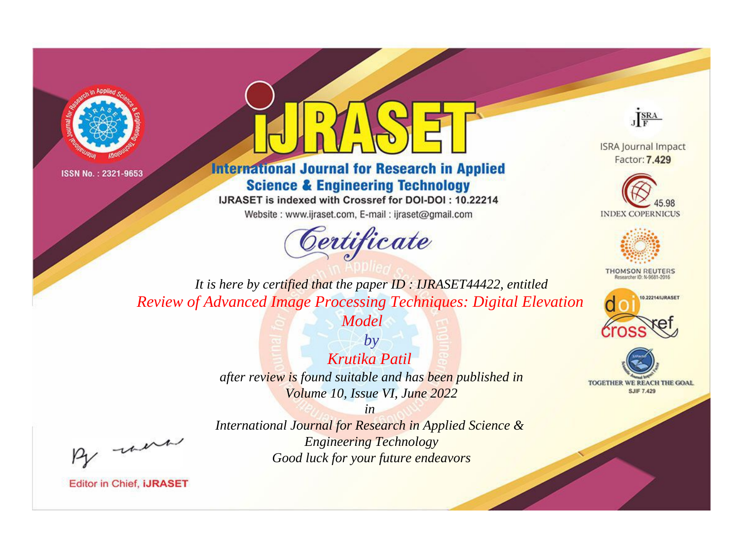ISSN No. : 2321-9653

# iJRASET

## International Journal for Research in Applied Science & Engineering Technology

IJRASET is indexed with Crossref for DOI-DOI : 10.22214

Website : www.ijraset.com, E-mail : ijraset@gmail.com

ISRA Journal Impact Factor: **7.429**

45.98 INDEX COPERNICUS

THOMSON REUTERS Researcher ID: N-9681-2016

10.22214/IJRASET

TOGETHER WE REACH THE GOAL SJIF 7.429

# *Certificate*

*It is here by certified that the paper ID : IJRASET44422, entitled*

*Review of Advanced Image Processing Techniques: Digital Elevation Model*

*by*

*Krutika Patil*

*after review is found suitable and has been published in*

*Volume 10, Issue VI, June 2022*

*in*

*International Journal for Research in Applied Science & Engineering Technology*

*Good luck for your future endeavors*

Editor in Chief, **iJRASET**